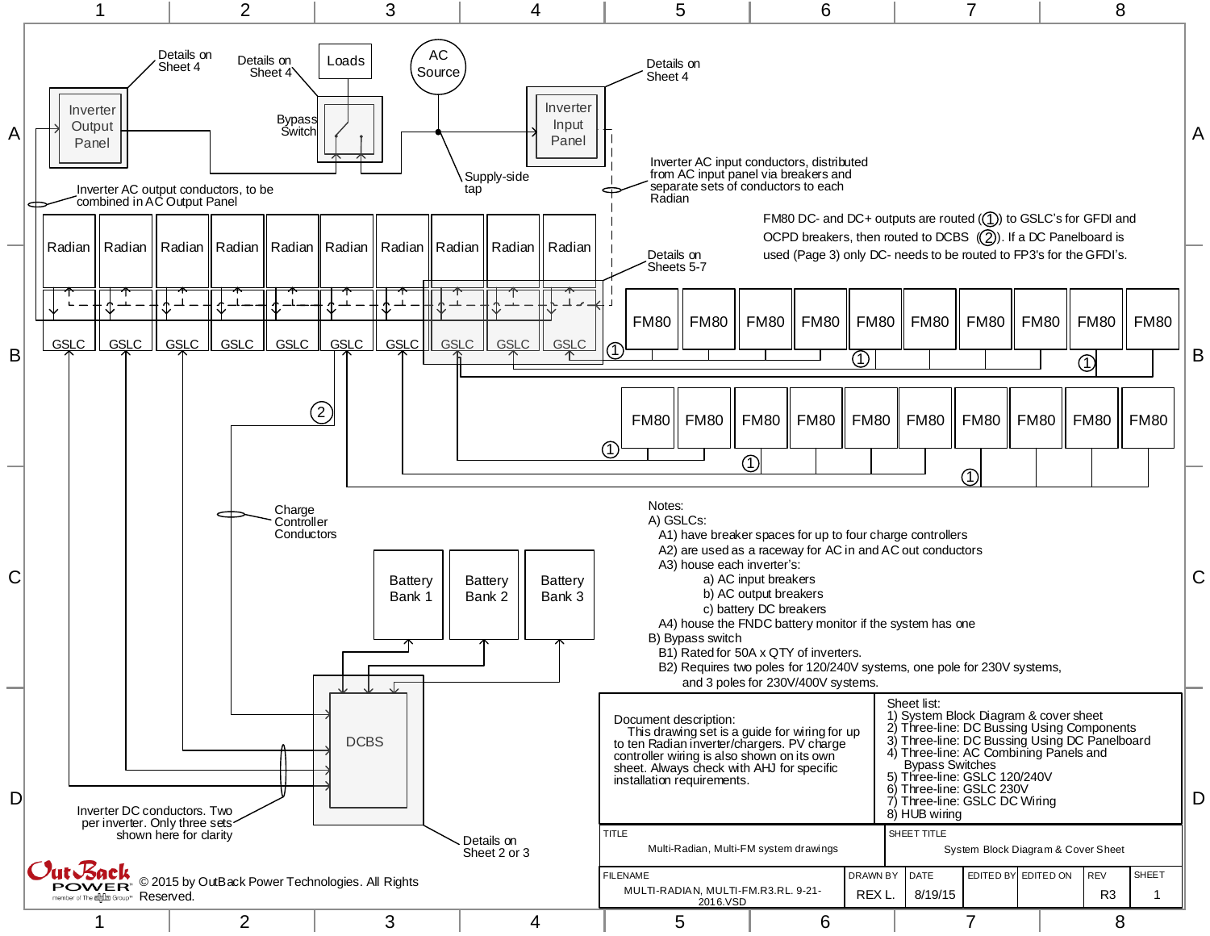Details on Sheet 4

Details on Sheet 4

Loads

AC Source

Details on Sheet 4

Inverter Output Panel

Bypass Switch

Inverter Input Panel

Supply-side tap

Inverter AC output conductors, to be combined in AC Output Panel

Inverter AC input conductors, distributed from AC input panel via breakers and separate sets of conductors to each Radian

FM80 DC- and DC+ outputs are routed (1) to GSLC's for GFDI and OCPD breakers, then routed to DCBS (2). If a DC Panelboard is used (Page 3) only DC- needs to be routed to FP3's for the GFDI's.

Radian | Radian | Radian | Radian | Radian | Radian | Radian | Radian | Radian | Radian

Details on Sheets 5-7

GSLC | GSLC | GSLC | GSLC | GSLC | GSLC | GSLC | GSLC | GSLC | GSLC

FM80 | FM80 | FM80 | FM80 | FM80 | FM80 | FM80 | FM80 | FM80 | FM80

FM80 | FM80 | FM80 | FM80 | FM80 | FM80 | FM80 | FM80 | FM80 | FM80

Charge Controller Conductors

Battery Bank 1 | Battery Bank 2 | Battery Bank 3

DCBS

Inverter DC conductors. Two per inverter. Only three sets shown here for clarity

Details on Sheet 2 or 3

Notes:

A) GSLCs:

- A1) have breaker spaces for up to four charge controllers
- A2) are used as a raceway for AC in and AC out conductors
- A3) house each inverter's:
  - a) AC input breakers
  - b) AC output breakers
  - c) battery DC breakers
- A4) house the FNDC battery monitor if the system has one

B) Bypass switch

- B1) Rated for 50A x QTY of inverters.
- B2) Requires two poles for 120/240V systems, one pole for 230V systems, and 3 poles for 230V/400V systems.

Document description:
This drawing set is a guide for wiring for up to ten Radian inverter/chargers. PV charge controller wiring is also shown on its own sheet. Always check with AHJ for specific installation requirements.

Sheet list:
1) System Block Diagram & cover sheet
2) Three-line: DC Bussing Using Components
3) Three-line: DC Bussing Using DC Panelboard
4) Three-line: AC Combining Panels and Bypass Switches
5) Three-line: GSLC 120/240V
6) Three-line: GSLC 230V
7) Three-line: GSLC DC Wiring
8) HUB wiring

| TITLE | SHEET TITLE |
|---|---|
| Multi-Radian, Multi-FM system drawings | System Block Diagram & Cover Sheet |

| FILENAME | DRAWN BY | DATE | EDITED BY | EDITED ON | REV | SHEET |
|---|---|---|---|---|---|---|
| MULTI-RADIAN, MULTI-FM.R3.RL. 9-21-2016.VSD | REX L. | 8/19/15 | | | R3 | 1 |

OutBack POWER member of The Alpha Group

© 2015 by OutBack Power Technologies. All Rights Reserved.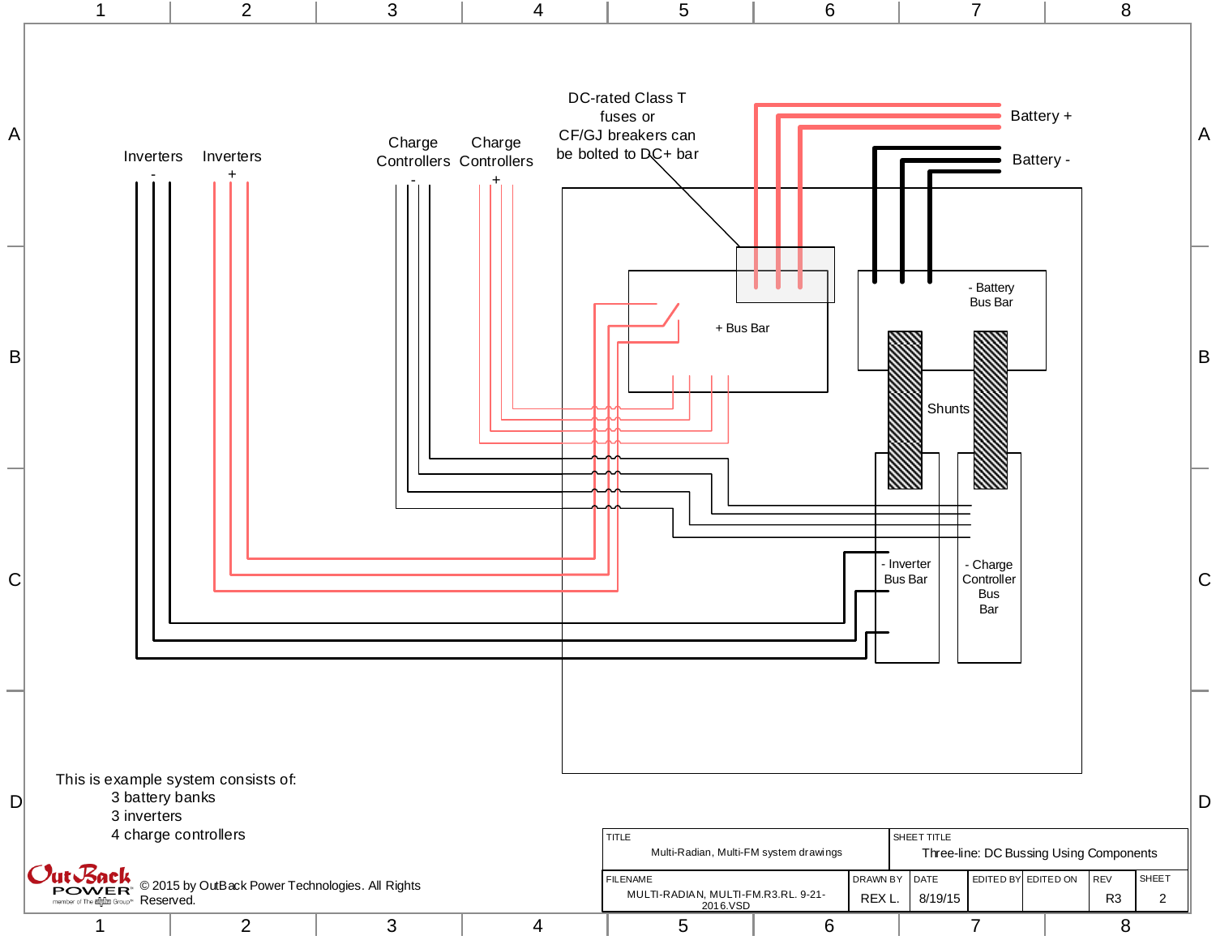Inverters -

Inverters +

Charge Controllers -

Charge Controllers +

DC-rated Class T fuses or CF/GJ breakers can be bolted to DC+ bar

Battery +

Battery -

+ Bus Bar

- Battery Bus Bar

Shunts

- Inverter Bus Bar

- Charge Controller Bus Bar

This is example system consists of:

- 3 battery banks
- 3 inverters
- 4 charge controllers

© 2015 by OutBack Power Technologies. All Rights Reserved.

| TITLE | | SHEET TITLE | | | | |
|---|---|---|---|---|---|---|
| Multi-Radian, Multi-FM system drawings | | Three-line: DC Bussing Using Components | | | | |
| FILENAME | DRAWN BY | DATE | EDITED BY | EDITED ON | REV | SHEET |
| MULTI-RADIAN, MULTI-FM.R3.RL. 9-21-2016.VSD | REX L. | 8/19/15 | | | R3 | 2 |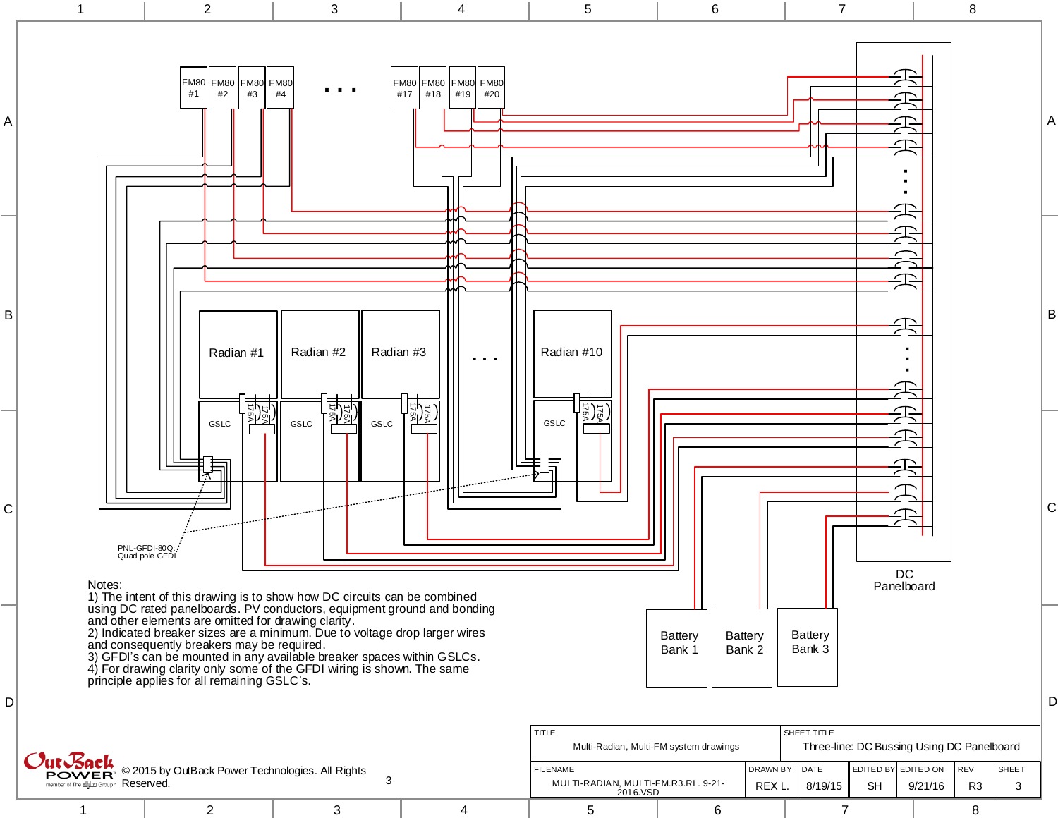FM80 #1 | FM80 #2 | FM80 #3 | FM80 #4 . . . FM80 #17 | FM80 #18 | FM80 #19 | FM80 #20

Radian #1 | Radian #2 | Radian #3 . . . Radian #10

GSLC | 175A | 175A

PNL-GFDI-80Q: Quad pole GFDI

DC Panelboard

Battery Bank 1 | Battery Bank 2 | Battery Bank 3

Notes:
1) The intent of this drawing is to show how DC circuits can be combined using DC rated panelboards. PV conductors, equipment ground and bonding and other elements are omitted for drawing clarity.
2) Indicated breaker sizes are a minimum. Due to voltage drop larger wires and consequently breakers may be required.
3) GFDI's can be mounted in any available breaker spaces within GSLCs.
4) For drawing clarity only some of the GFDI wiring is shown. The same principle applies for all remaining GSLC's.

© 2015 by OutBack Power Technologies. All Rights Reserved.

| TITLE | SHEET TITLE | | | | | |
|---|---|---|---|---|---|---|
| Multi-Radian, Multi-FM system drawings | Three-line: DC Bussing Using DC Panelboard | | | | | |
| FILENAME | DRAWN BY | DATE | EDITED BY | EDITED ON | REV | SHEET |
| MULTI-RADIAN, MULTI-FM.R3.RL. 9-21-2016.VSD | REX L. | 8/19/15 | SH | 9/21/16 | R3 | 3 |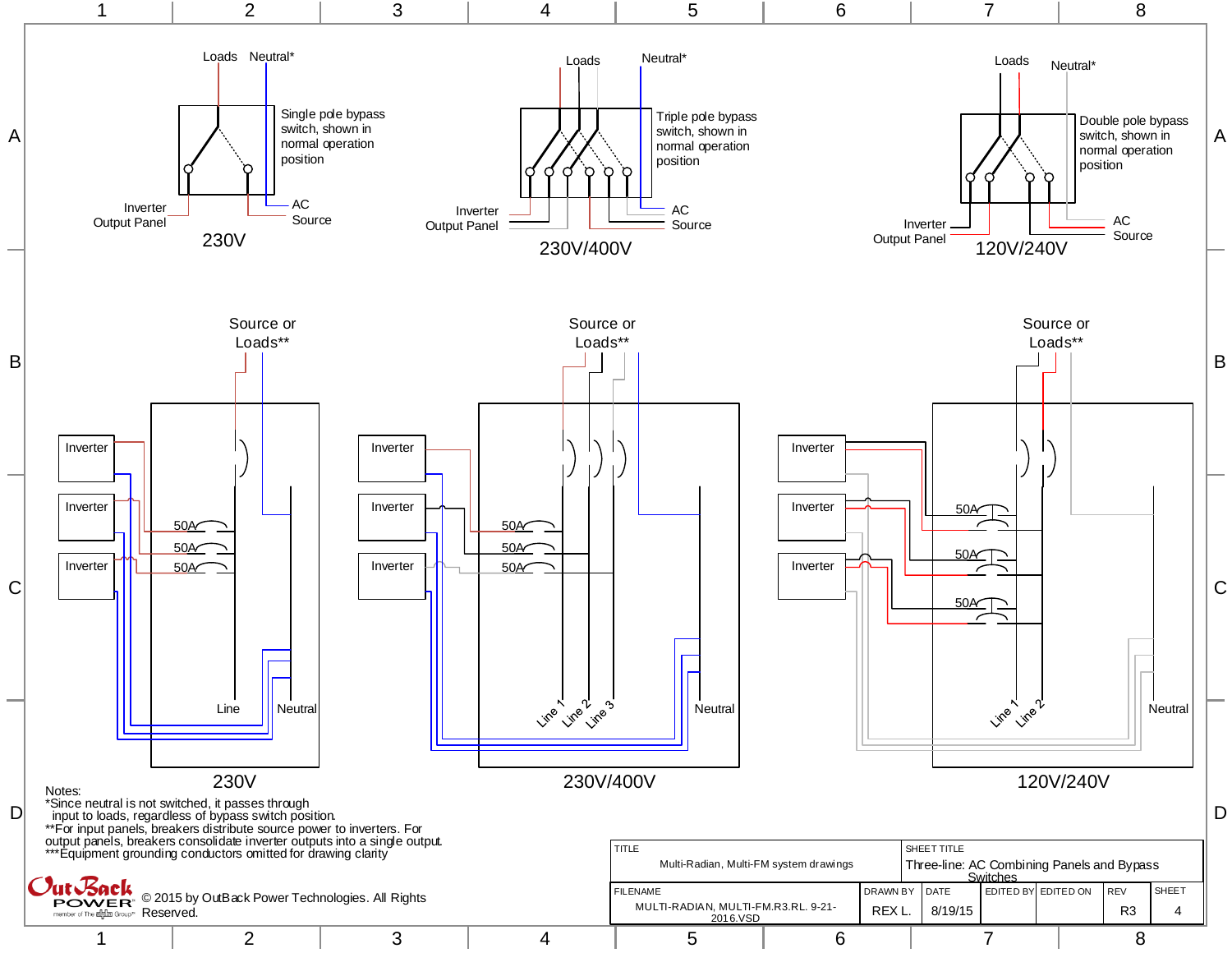Single pole bypass switch, shown in normal operation position

Loads Neutral*

Inverter Output Panel

AC Source

230V

Triple pole bypass switch, shown in normal operation position

Loads Neutral*

Inverter Output Panel

AC Source

230V/400V

Double pole bypass switch, shown in normal operation position

Loads Neutral*

Inverter Output Panel

AC Source

120V/240V

Source or Loads**

Inverter

Inverter

Inverter

50A

50A

50A

Line

Neutral

230V

Source or Loads**

Inverter

Inverter

Inverter

50A

50A

50A

Line 1 Line 2 Line 3

Neutral

230V/400V

Source or Loads**

Inverter

Inverter

Inverter

50A

50A

50A

Line 1 Line 2

Neutral

120V/240V

Notes:
*Since neutral is not switched, it passes through input to loads, regardless of bypass switch position.
**For input panels, breakers distribute source power to inverters. For output panels, breakers consolidate inverter outputs into a single output.
***Equipment grounding conductors omitted for drawing clarity

© 2015 by OutBack Power Technologies. All Rights Reserved.

| TITLE | | SHEET TITLE | | | | | |
|---|---|---|---|---|---|---|---|
| Multi-Radian, Multi-FM system drawings | | Three-line: AC Combining Panels and Bypass Switches | | | | | |
| FILENAME | DRAWN BY | DATE | EDITED BY | EDITED ON | REV | SHEET | |
| MULTI-RADIAN, MULTI-FM.R3.RL. 9-21-2016.VSD | REX L. | 8/19/15 | | | R3 | 4 | |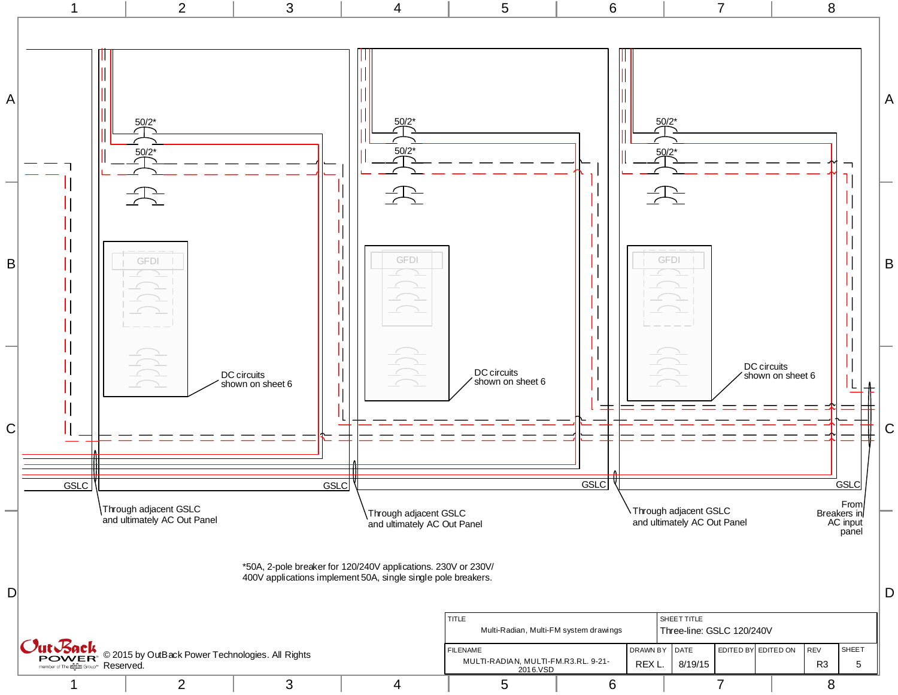50/2*

50/2*

GFDI

DC circuits shown on sheet 6

GSLC

Through adjacent GSLC and ultimately AC Out Panel

From Breakers in AC input panel

*50A, 2-pole breaker for 120/240V applications. 230V or 230V/400V applications implement 50A, single single pole breakers.

| TITLE | SHEET TITLE |
|---|---|
| Multi-Radian, Multi-FM system drawings | Three-line: GSLC 120/240V |

| FILENAME | DRAWN BY | DATE | EDITED BY | EDITED ON | REV | SHEET |
|---|---|---|---|---|---|---|
| MULTI-RADIAN, MULTI-FM.R3.RL. 9-21-2016.VSD | REX L. | 8/19/15 | | | R3 | 5 |

© 2015 by OutBack Power Technologies. All Rights Reserved.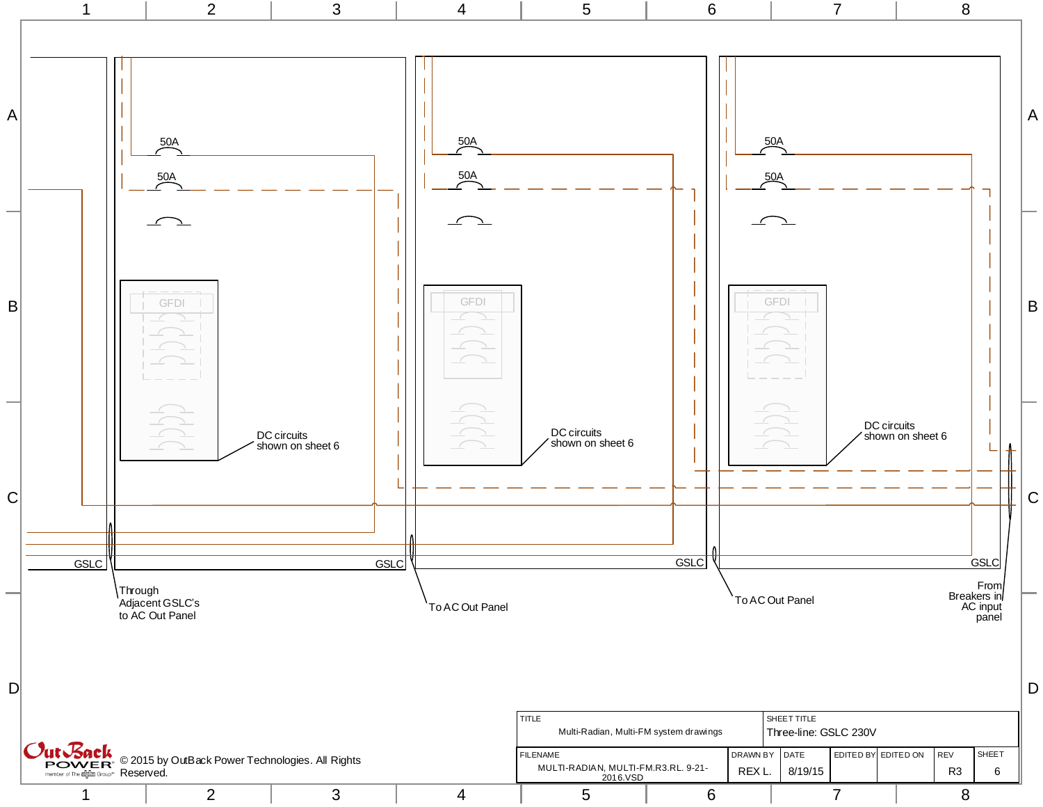50A

50A

GFDI

DC circuits
shown on sheet 6

GSLC

Through
Adjacent GSLC's
to AC Out Panel

50A

50A

GFDI

DC circuits
shown on sheet 6

GSLC

To AC Out Panel

50A

50A

GFDI

DC circuits
shown on sheet 6

GSLC

To AC Out Panel

GSLC

From
Breakers in
AC input
panel

| TITLE | | | | SHEET TITLE | | |
|---|---|---|---|---|---|---|
| Multi-Radian, Multi-FM system drawings | | | | Three-line: GSLC 230V | | |
| FILENAME | DRAWN BY | DATE | EDITED BY | EDITED ON | REV | SHEET |
| MULTI-RADIAN, MULTI-FM.R3.RL. 9-21-2016.VSD | REX L. | 8/19/15 | | | R3 | 6 |

OutBack POWER member of The Alpha Group

© 2015 by OutBack Power Technologies. All Rights Reserved.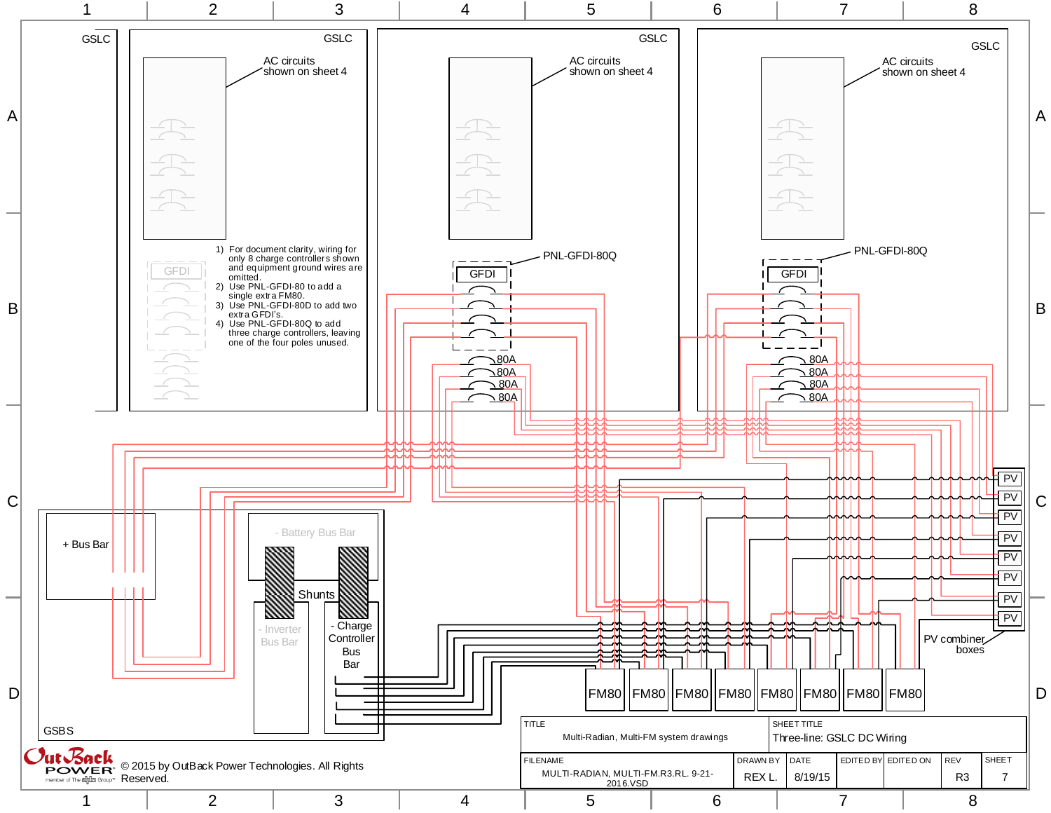GSLC

GSLC

AC circuits shown on sheet 4

GFDI

1) For document clarity, wiring for only 8 charge controllers shown and equipment ground wires are omitted.
2) Use PNL-GFDI-80 to add a single extra FM80.
3) Use PNL-GFDI-80D to add two extra GFDI's.
4) Use PNL-GFDI-80Q to add three charge controllers, leaving one of the four poles unused.

GSLC

AC circuits shown on sheet 4

PNL-GFDI-80Q

GFDI

80A
80A
80A
80A

GSLC

AC circuits shown on sheet 4

PNL-GFDI-80Q

GFDI

80A
80A
80A
80A

PV
PV
PV
PV
PV
PV
PV
PV

PV combiner boxes

+ Bus Bar

- Battery Bus Bar

Shunts

- Inverter Bus Bar

- Charge Controller Bus Bar

GSBS

FM80 FM80 FM80 FM80 FM80 FM80 FM80 FM80

| TITLE | SHEET TITLE | | | | | |
|---|---|---|---|---|---|---|
| Multi-Radian, Multi-FM system drawings | Three-line: GSLC DC Wiring | | | | | |
| FILENAME | DRAWN BY | DATE | EDITED BY | EDITED ON | REV | SHEET |
| MULTI-RADIAN, MULTI-FM.R3.RL. 9-21-2016.VSD | REX L. | 8/19/15 | | | R3 | 7 |

OutBack POWER member of The Alpha Group

© 2015 by OutBack Power Technologies. All Rights Reserved.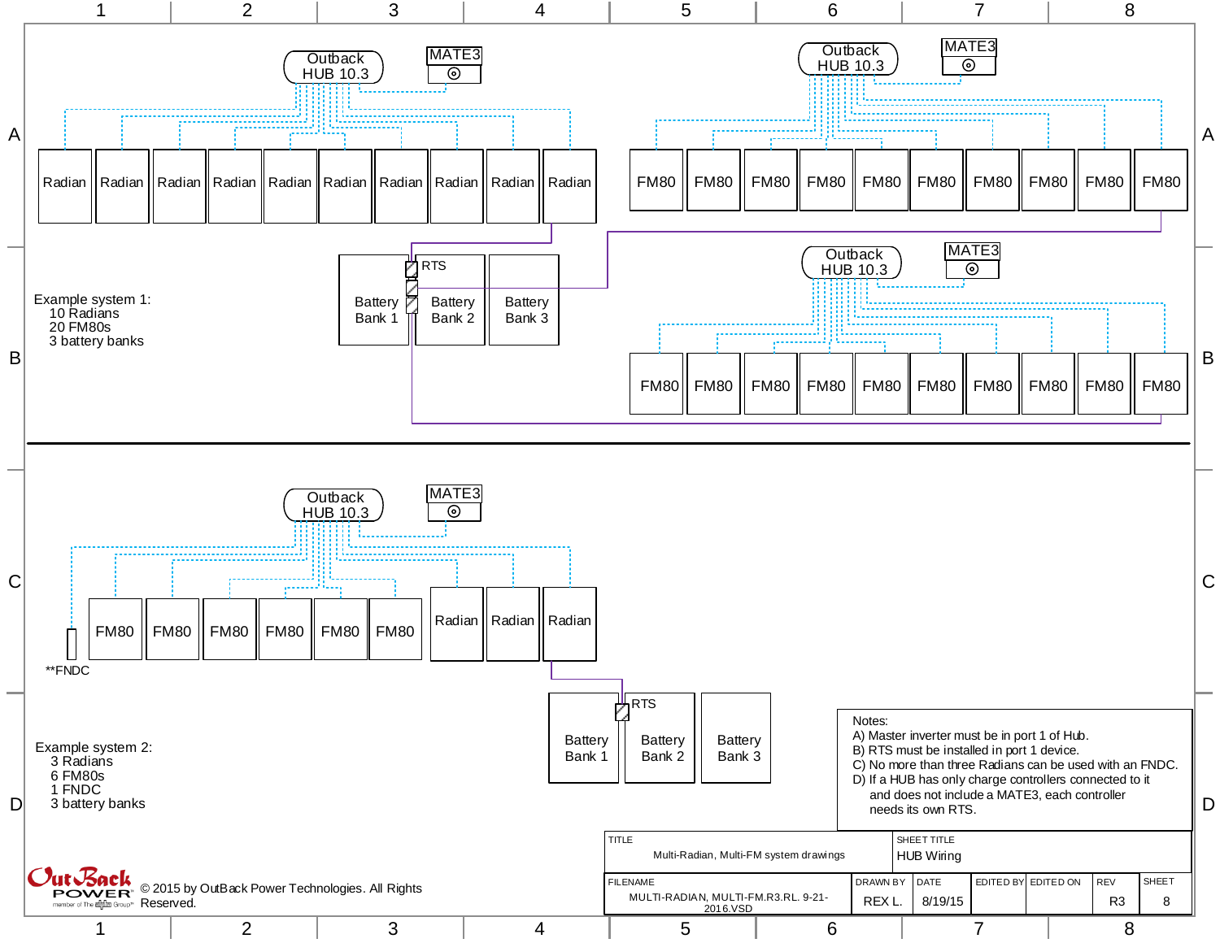Outback HUB 10.3

MATE3

Radian | Radian | Radian | Radian | Radian | Radian | Radian | Radian | Radian | Radian

Outback HUB 10.3

MATE3

FM80 | FM80 | FM80 | FM80 | FM80 | FM80 | FM80 | FM80 | FM80 | FM80

RTS

Battery Bank 1

Battery Bank 2

Battery Bank 3

Outback HUB 10.3

MATE3

FM80 | FM80 | FM80 | FM80 | FM80 | FM80 | FM80 | FM80 | FM80 | FM80

Example system 1:
- 10 Radians
- 20 FM80s
- 3 battery banks

Outback HUB 10.3

MATE3

FM80 | FM80 | FM80 | FM80 | FM80 | FM80

Radian | Radian | Radian

**FNDC

RTS

Battery Bank 1

Battery Bank 2

Battery Bank 3

Example system 2:
- 3 Radians
- 6 FM80s
- 1 FNDC
- 3 battery banks

Notes:

A) Master inverter must be in port 1 of Hub.
B) RTS must be installed in port 1 device.
C) No more than three Radians can be used with an FNDC.
D) If a HUB has only charge controllers connected to it and does not include a MATE3, each controller needs its own RTS.

| TITLE | | SHEET TITLE | | | | |
|---|---|---|---|---|---|---|
| Multi-Radian, Multi-FM system drawings | | HUB Wiring | | | | |
| FILENAME | DRAWN BY | DATE | EDITED BY | EDITED ON | REV | SHEET |
| MULTI-RADIAN, MULTI-FM.R3.RL. 9-21-2016.VSD | REX L. | 8/19/15 | | | R3 | 8 |

OutBack POWER member of The Alpha Group

© 2015 by OutBack Power Technologies. All Rights Reserved.